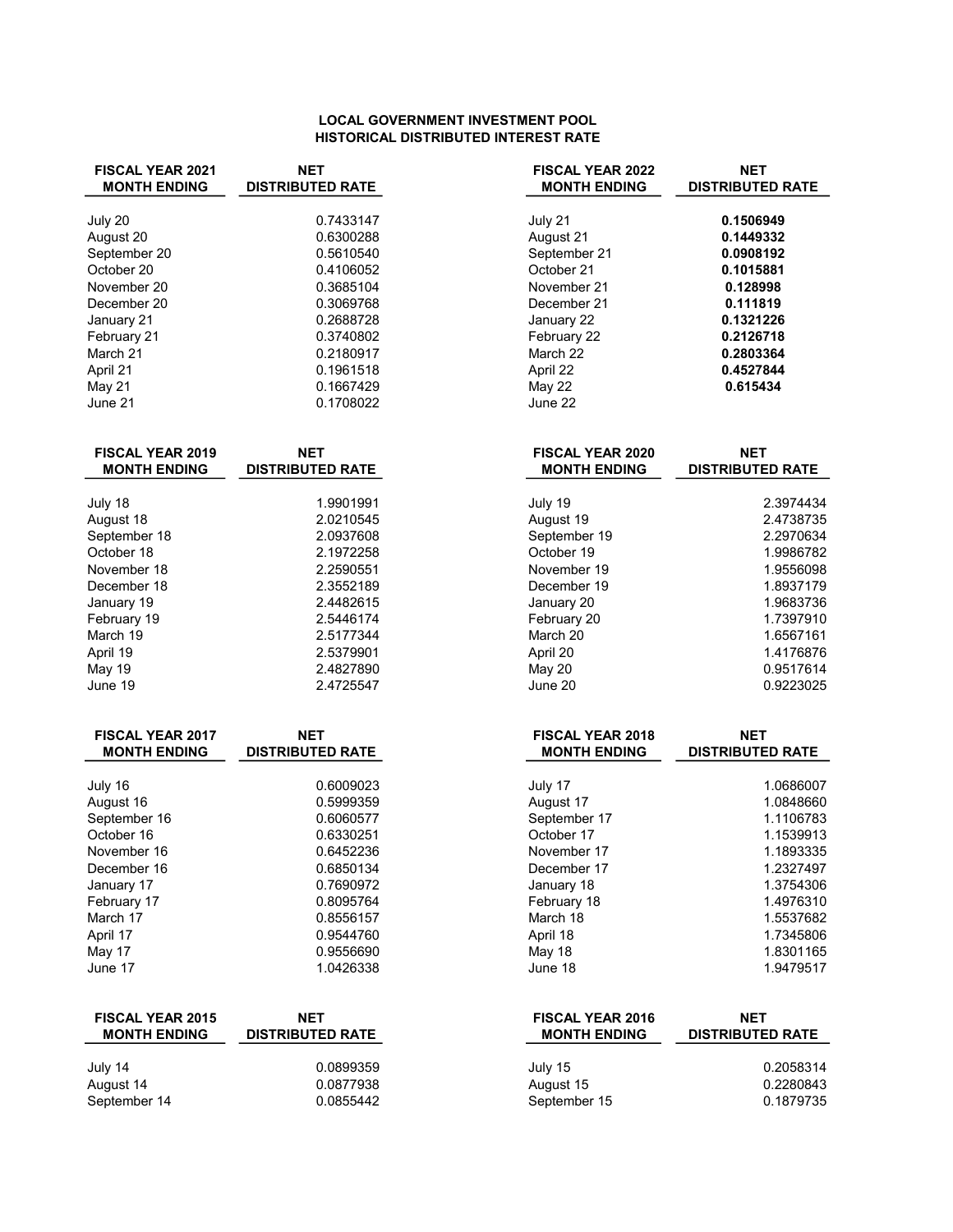# LOCAL GOVERNMENT INVESTMENT POOL
## HISTORICAL DISTRIBUTED INTEREST RATE

| FISCAL YEAR 2021 MONTH ENDING | NET DISTRIBUTED RATE |
|---|---|
| July 20 | 0.7433147 |
| August 20 | 0.6300288 |
| September 20 | 0.5610540 |
| October 20 | 0.4106052 |
| November 20 | 0.3685104 |
| December 20 | 0.3069768 |
| January 21 | 0.2688728 |
| February 21 | 0.3740802 |
| March 21 | 0.2180917 |
| April 21 | 0.1961518 |
| May 21 | 0.1667429 |
| June 21 | 0.1708022 |

| FISCAL YEAR 2022 MONTH ENDING | NET DISTRIBUTED RATE |
|---|---|
| July 21 | **0.1506949** |
| August 21 | **0.1449332** |
| September 21 | **0.0908192** |
| October 21 | **0.1015881** |
| November 21 | **0.128998** |
| December 21 | **0.111819** |
| January 22 | **0.1321226** |
| February 22 | **0.2126718** |
| March 22 | **0.2803364** |
| April 22 | **0.4527844** |
| May 22 | **0.615434** |
| June 22 | |

| FISCAL YEAR 2019 MONTH ENDING | NET DISTRIBUTED RATE |
|---|---|
| July 18 | 1.9901991 |
| August 18 | 2.0210545 |
| September 18 | 2.0937608 |
| October 18 | 2.1972258 |
| November 18 | 2.2590551 |
| December 18 | 2.3552189 |
| January 19 | 2.4482615 |
| February 19 | 2.5446174 |
| March 19 | 2.5177344 |
| April 19 | 2.5379901 |
| May 19 | 2.4827890 |
| June 19 | 2.4725547 |

| FISCAL YEAR 2020 MONTH ENDING | NET DISTRIBUTED RATE |
|---|---|
| July 19 | 2.3974434 |
| August 19 | 2.4738735 |
| September 19 | 2.2970634 |
| October 19 | 1.9986782 |
| November 19 | 1.9556098 |
| December 19 | 1.8937179 |
| January 20 | 1.9683736 |
| February 20 | 1.7397910 |
| March 20 | 1.6567161 |
| April 20 | 1.4176876 |
| May 20 | 0.9517614 |
| June 20 | 0.9223025 |

| FISCAL YEAR 2017 MONTH ENDING | NET DISTRIBUTED RATE |
|---|---|
| July 16 | 0.6009023 |
| August 16 | 0.5999359 |
| September 16 | 0.6060577 |
| October 16 | 0.6330251 |
| November 16 | 0.6452236 |
| December 16 | 0.6850134 |
| January 17 | 0.7690972 |
| February 17 | 0.8095764 |
| March 17 | 0.8556157 |
| April 17 | 0.9544760 |
| May 17 | 0.9556690 |
| June 17 | 1.0426338 |

| FISCAL YEAR 2018 MONTH ENDING | NET DISTRIBUTED RATE |
|---|---|
| July 17 | 1.0686007 |
| August 17 | 1.0848660 |
| September 17 | 1.1106783 |
| October 17 | 1.1539913 |
| November 17 | 1.1893335 |
| December 17 | 1.2327497 |
| January 18 | 1.3754306 |
| February 18 | 1.4976310 |
| March 18 | 1.5537682 |
| April 18 | 1.7345806 |
| May 18 | 1.8301165 |
| June 18 | 1.9479517 |

| FISCAL YEAR 2015 MONTH ENDING | NET DISTRIBUTED RATE |
|---|---|
| July 14 | 0.0899359 |
| August 14 | 0.0877938 |
| September 14 | 0.0855442 |

| FISCAL YEAR 2016 MONTH ENDING | NET DISTRIBUTED RATE |
|---|---|
| July 15 | 0.2058314 |
| August 15 | 0.2280843 |
| September 15 | 0.1879735 |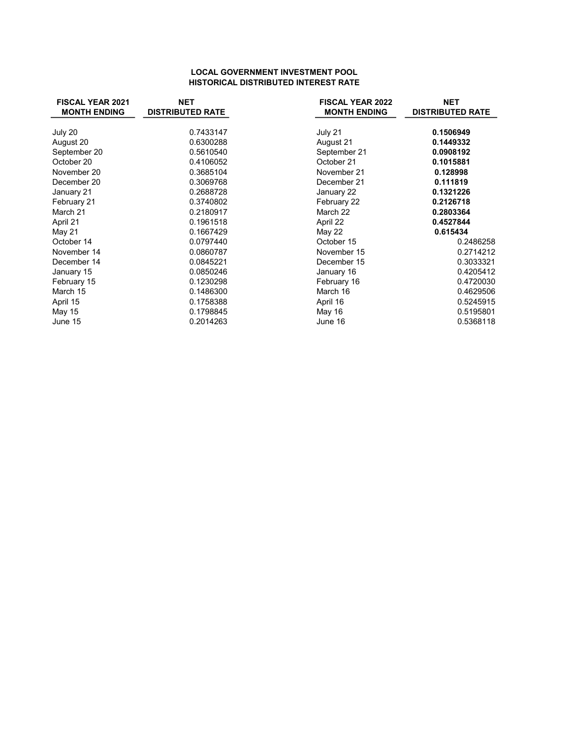**LOCAL GOVERNMENT INVESTMENT POOL**
**HISTORICAL DISTRIBUTED INTEREST RATE**

| FISCAL YEAR 2021 MONTH ENDING | NET DISTRIBUTED RATE |
|---|---|
| July 20 | 0.7433147 |
| August 20 | 0.6300288 |
| September 20 | 0.5610540 |
| October 20 | 0.4106052 |
| November 20 | 0.3685104 |
| December 20 | 0.3069768 |
| January 21 | 0.2688728 |
| February 21 | 0.3740802 |
| March 21 | 0.2180917 |
| April 21 | 0.1961518 |
| May 21 | 0.1667429 |
| October 14 | 0.0797440 |
| November 14 | 0.0860787 |
| December 14 | 0.0845221 |
| January 15 | 0.0850246 |
| February 15 | 0.1230298 |
| March 15 | 0.1486300 |
| April 15 | 0.1758388 |
| May 15 | 0.1798845 |
| June 15 | 0.2014263 |

| FISCAL YEAR 2022 MONTH ENDING | NET DISTRIBUTED RATE |
|---|---|
| July 21 | **0.1506949** |
| August 21 | **0.1449332** |
| September 21 | **0.0908192** |
| October 21 | **0.1015881** |
| November 21 | **0.128998** |
| December 21 | **0.111819** |
| January 22 | **0.1321226** |
| February 22 | **0.2126718** |
| March 22 | **0.2803364** |
| April 22 | **0.4527844** |
| May 22 | **0.615434** |
| October 15 | 0.2486258 |
| November 15 | 0.2714212 |
| December 15 | 0.3033321 |
| January 16 | 0.4205412 |
| February 16 | 0.4720030 |
| March 16 | 0.4629506 |
| April 16 | 0.5245915 |
| May 16 | 0.5195801 |
| June 16 | 0.5368118 |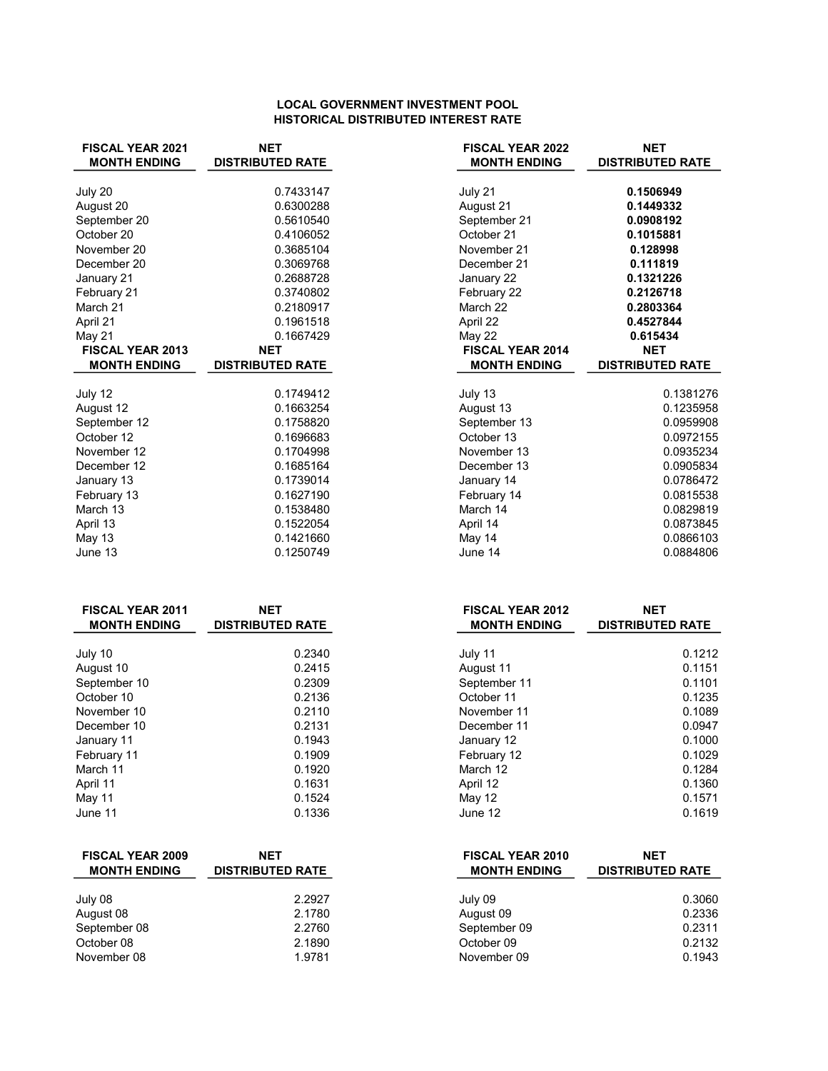**LOCAL GOVERNMENT INVESTMENT POOL**
**HISTORICAL DISTRIBUTED INTEREST RATE**

| FISCAL YEAR 2021 MONTH ENDING | NET DISTRIBUTED RATE |
|---|---|
| July 20 | 0.7433147 |
| August 20 | 0.6300288 |
| September 20 | 0.5610540 |
| October 20 | 0.4106052 |
| November 20 | 0.3685104 |
| December 20 | 0.3069768 |
| January 21 | 0.2688728 |
| February 21 | 0.3740802 |
| March 21 | 0.2180917 |
| April 21 | 0.1961518 |
| May 21 | 0.1667429 |

| FISCAL YEAR 2022 MONTH ENDING | NET DISTRIBUTED RATE |
|---|---|
| July 21 | **0.1506949** |
| August 21 | **0.1449332** |
| September 21 | **0.0908192** |
| October 21 | **0.1015881** |
| November 21 | **0.128998** |
| December 21 | **0.111819** |
| January 22 | **0.1321226** |
| February 22 | **0.2126718** |
| March 22 | **0.2803364** |
| April 22 | **0.4527844** |
| May 22 | **0.615434** |

| FISCAL YEAR 2013 MONTH ENDING | NET DISTRIBUTED RATE |
|---|---|
| July 12 | 0.1749412 |
| August 12 | 0.1663254 |
| September 12 | 0.1758820 |
| October 12 | 0.1696683 |
| November 12 | 0.1704998 |
| December 12 | 0.1685164 |
| January 13 | 0.1739014 |
| February 13 | 0.1627190 |
| March 13 | 0.1538480 |
| April 13 | 0.1522054 |
| May 13 | 0.1421660 |
| June 13 | 0.1250749 |

| FISCAL YEAR 2014 MONTH ENDING | NET DISTRIBUTED RATE |
|---|---|
| July 13 | 0.1381276 |
| August 13 | 0.1235958 |
| September 13 | 0.0959908 |
| October 13 | 0.0972155 |
| November 13 | 0.0935234 |
| December 13 | 0.0905834 |
| January 14 | 0.0786472 |
| February 14 | 0.0815538 |
| March 14 | 0.0829819 |
| April 14 | 0.0873845 |
| May 14 | 0.0866103 |
| June 14 | 0.0884806 |

| FISCAL YEAR 2011 MONTH ENDING | NET DISTRIBUTED RATE |
|---|---|
| July 10 | 0.2340 |
| August 10 | 0.2415 |
| September 10 | 0.2309 |
| October 10 | 0.2136 |
| November 10 | 0.2110 |
| December 10 | 0.2131 |
| January 11 | 0.1943 |
| February 11 | 0.1909 |
| March 11 | 0.1920 |
| April 11 | 0.1631 |
| May 11 | 0.1524 |
| June 11 | 0.1336 |

| FISCAL YEAR 2012 MONTH ENDING | NET DISTRIBUTED RATE |
|---|---|
| July 11 | 0.1212 |
| August 11 | 0.1151 |
| September 11 | 0.1101 |
| October 11 | 0.1235 |
| November 11 | 0.1089 |
| December 11 | 0.0947 |
| January 12 | 0.1000 |
| February 12 | 0.1029 |
| March 12 | 0.1284 |
| April 12 | 0.1360 |
| May 12 | 0.1571 |
| June 12 | 0.1619 |

| FISCAL YEAR 2009 MONTH ENDING | NET DISTRIBUTED RATE |
|---|---|
| July 08 | 2.2927 |
| August 08 | 2.1780 |
| September 08 | 2.2760 |
| October 08 | 2.1890 |
| November 08 | 1.9781 |

| FISCAL YEAR 2010 MONTH ENDING | NET DISTRIBUTED RATE |
|---|---|
| July 09 | 0.3060 |
| August 09 | 0.2336 |
| September 09 | 0.2311 |
| October 09 | 0.2132 |
| November 09 | 0.1943 |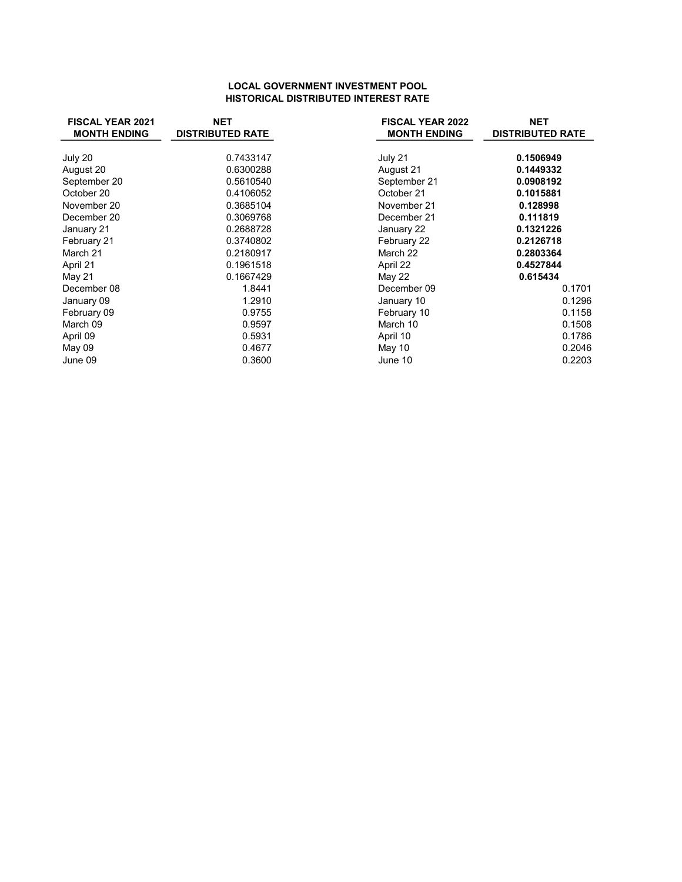**LOCAL GOVERNMENT INVESTMENT POOL**
**HISTORICAL DISTRIBUTED INTEREST RATE**

| FISCAL YEAR 2021 MONTH ENDING | NET DISTRIBUTED RATE | FISCAL YEAR 2022 MONTH ENDING | NET DISTRIBUTED RATE |
|---|---|---|---|
| July 20 | 0.7433147 | July 21 | **0.1506949** |
| August 20 | 0.6300288 | August 21 | **0.1449332** |
| September 20 | 0.5610540 | September 21 | **0.0908192** |
| October 20 | 0.4106052 | October 21 | **0.1015881** |
| November 20 | 0.3685104 | November 21 | **0.128998** |
| December 20 | 0.3069768 | December 21 | **0.111819** |
| January 21 | 0.2688728 | January 22 | **0.1321226** |
| February 21 | 0.3740802 | February 22 | **0.2126718** |
| March 21 | 0.2180917 | March 22 | **0.2803364** |
| April 21 | 0.1961518 | April 22 | **0.4527844** |
| May 21 | 0.1667429 | May 22 | **0.615434** |
| December 08 | 1.8441 | December 09 | 0.1701 |
| January 09 | 1.2910 | January 10 | 0.1296 |
| February 09 | 0.9755 | February 10 | 0.1158 |
| March 09 | 0.9597 | March 10 | 0.1508 |
| April 09 | 0.5931 | April 10 | 0.1786 |
| May 09 | 0.4677 | May 10 | 0.2046 |
| June 09 | 0.3600 | June 10 | 0.2203 |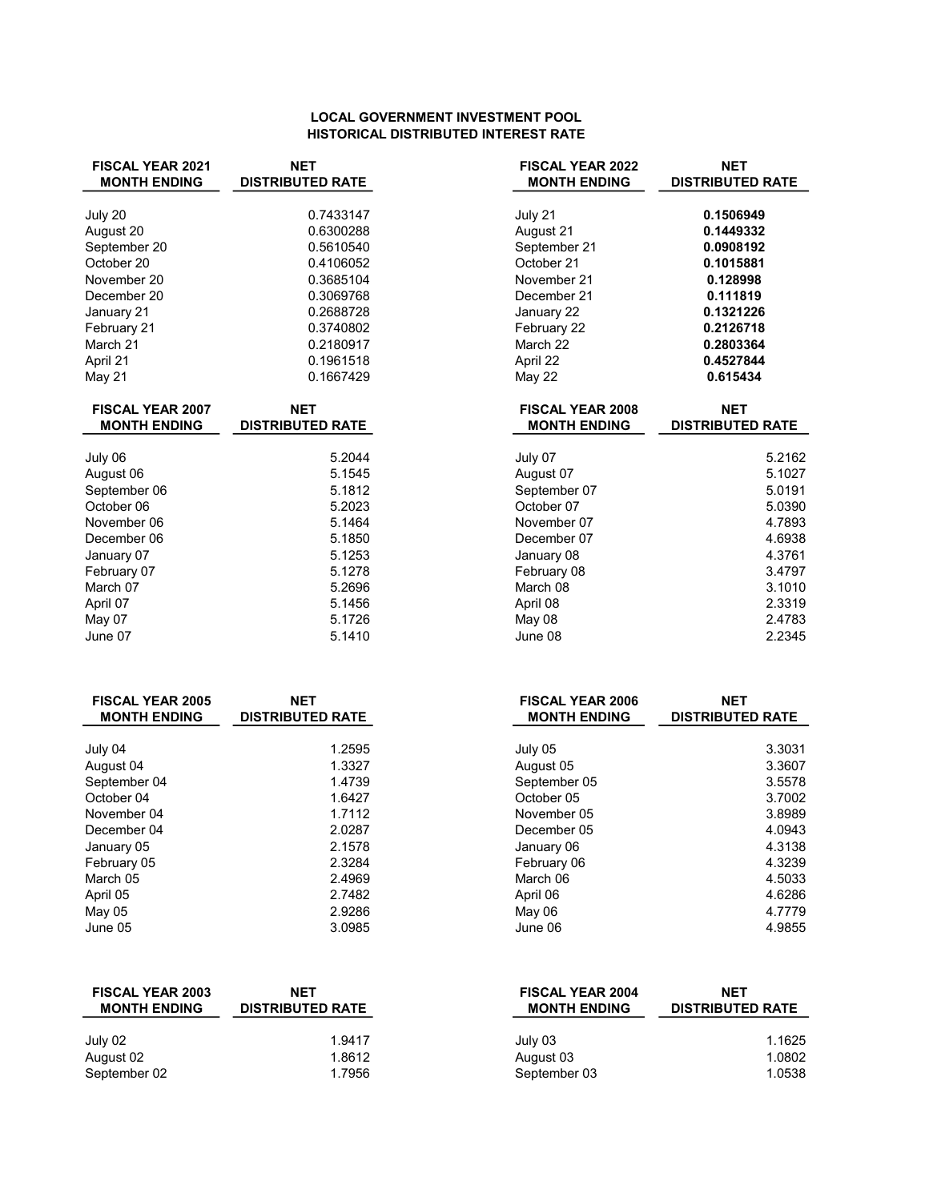**LOCAL GOVERNMENT INVESTMENT POOL**
**HISTORICAL DISTRIBUTED INTEREST RATE**

| FISCAL YEAR 2021 MONTH ENDING | NET DISTRIBUTED RATE |
|---|---|
| July 20 | 0.7433147 |
| August 20 | 0.6300288 |
| September 20 | 0.5610540 |
| October 20 | 0.4106052 |
| November 20 | 0.3685104 |
| December 20 | 0.3069768 |
| January 21 | 0.2688728 |
| February 21 | 0.3740802 |
| March 21 | 0.2180917 |
| April 21 | 0.1961518 |
| May 21 | 0.1667429 |

| FISCAL YEAR 2022 MONTH ENDING | NET DISTRIBUTED RATE |
|---|---|
| July 21 | **0.1506949** |
| August 21 | **0.1449332** |
| September 21 | **0.0908192** |
| October 21 | **0.1015881** |
| November 21 | **0.128998** |
| December 21 | **0.111819** |
| January 22 | **0.1321226** |
| February 22 | **0.2126718** |
| March 22 | **0.2803364** |
| April 22 | **0.4527844** |
| May 22 | **0.615434** |

| FISCAL YEAR 2007 MONTH ENDING | NET DISTRIBUTED RATE |
|---|---|
| July 06 | 5.2044 |
| August 06 | 5.1545 |
| September 06 | 5.1812 |
| October 06 | 5.2023 |
| November 06 | 5.1464 |
| December 06 | 5.1850 |
| January 07 | 5.1253 |
| February 07 | 5.1278 |
| March 07 | 5.2696 |
| April 07 | 5.1456 |
| May 07 | 5.1726 |
| June 07 | 5.1410 |

| FISCAL YEAR 2008 MONTH ENDING | NET DISTRIBUTED RATE |
|---|---|
| July 07 | 5.2162 |
| August 07 | 5.1027 |
| September 07 | 5.0191 |
| October 07 | 5.0390 |
| November 07 | 4.7893 |
| December 07 | 4.6938 |
| January 08 | 4.3761 |
| February 08 | 3.4797 |
| March 08 | 3.1010 |
| April 08 | 2.3319 |
| May 08 | 2.4783 |
| June 08 | 2.2345 |

| FISCAL YEAR 2005 MONTH ENDING | NET DISTRIBUTED RATE |
|---|---|
| July 04 | 1.2595 |
| August 04 | 1.3327 |
| September 04 | 1.4739 |
| October 04 | 1.6427 |
| November 04 | 1.7112 |
| December 04 | 2.0287 |
| January 05 | 2.1578 |
| February 05 | 2.3284 |
| March 05 | 2.4969 |
| April 05 | 2.7482 |
| May 05 | 2.9286 |
| June 05 | 3.0985 |

| FISCAL YEAR 2006 MONTH ENDING | NET DISTRIBUTED RATE |
|---|---|
| July 05 | 3.3031 |
| August 05 | 3.3607 |
| September 05 | 3.5578 |
| October 05 | 3.7002 |
| November 05 | 3.8989 |
| December 05 | 4.0943 |
| January 06 | 4.3138 |
| February 06 | 4.3239 |
| March 06 | 4.5033 |
| April 06 | 4.6286 |
| May 06 | 4.7779 |
| June 06 | 4.9855 |

| FISCAL YEAR 2003 MONTH ENDING | NET DISTRIBUTED RATE |
|---|---|
| July 02 | 1.9417 |
| August 02 | 1.8612 |
| September 02 | 1.7956 |

| FISCAL YEAR 2004 MONTH ENDING | NET DISTRIBUTED RATE |
|---|---|
| July 03 | 1.1625 |
| August 03 | 1.0802 |
| September 03 | 1.0538 |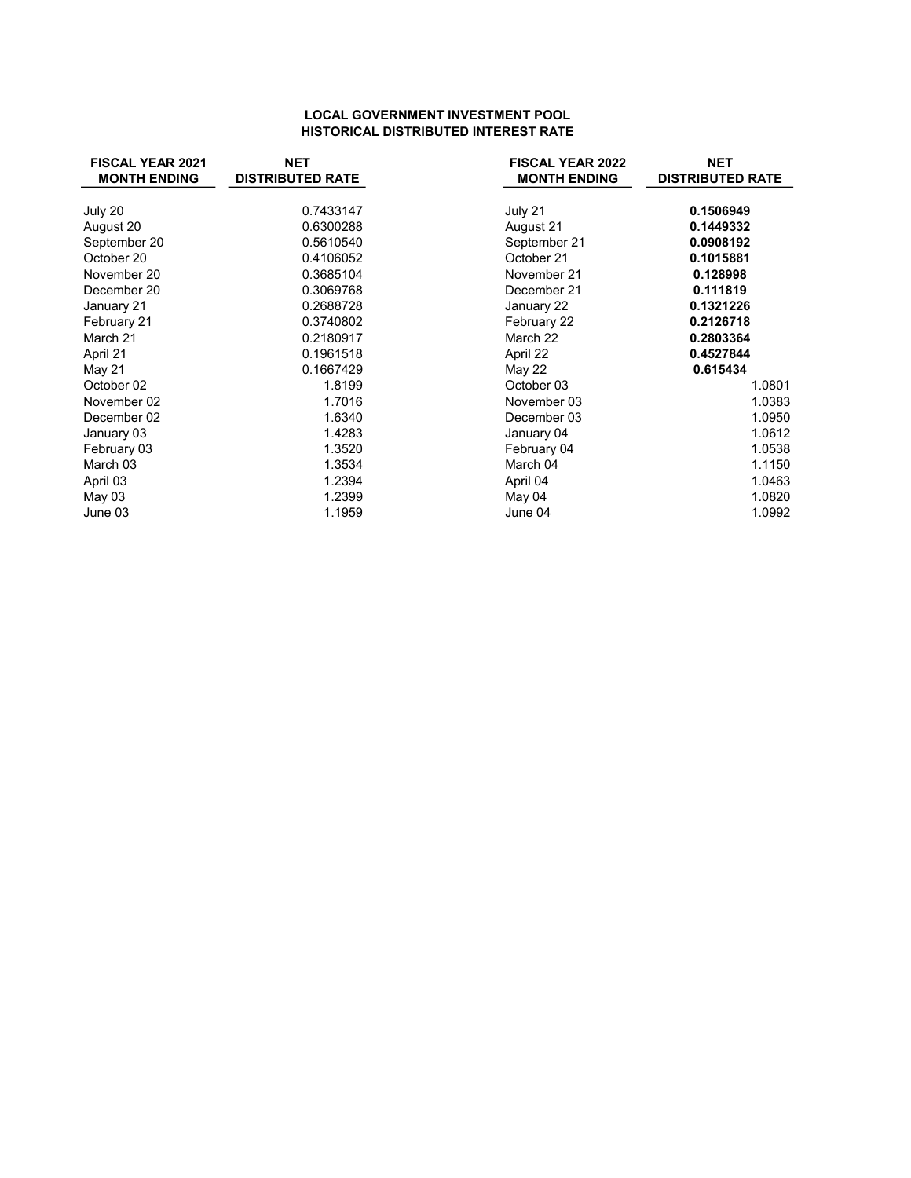**LOCAL GOVERNMENT INVESTMENT POOL**
**HISTORICAL DISTRIBUTED INTEREST RATE**

| FISCAL YEAR 2021 MONTH ENDING | NET DISTRIBUTED RATE | FISCAL YEAR 2022 MONTH ENDING | NET DISTRIBUTED RATE |
|---|---|---|---|
| July 20 | 0.7433147 | July 21 | **0.1506949** |
| August 20 | 0.6300288 | August 21 | **0.1449332** |
| September 20 | 0.5610540 | September 21 | **0.0908192** |
| October 20 | 0.4106052 | October 21 | **0.1015881** |
| November 20 | 0.3685104 | November 21 | **0.128998** |
| December 20 | 0.3069768 | December 21 | **0.111819** |
| January 21 | 0.2688728 | January 22 | **0.1321226** |
| February 21 | 0.3740802 | February 22 | **0.2126718** |
| March 21 | 0.2180917 | March 22 | **0.2803364** |
| April 21 | 0.1961518 | April 22 | **0.4527844** |
| May 21 | 0.1667429 | May 22 | **0.615434** |
| October 02 | 1.8199 | October 03 | 1.0801 |
| November 02 | 1.7016 | November 03 | 1.0383 |
| December 02 | 1.6340 | December 03 | 1.0950 |
| January 03 | 1.4283 | January 04 | 1.0612 |
| February 03 | 1.3520 | February 04 | 1.0538 |
| March 03 | 1.3534 | March 04 | 1.1150 |
| April 03 | 1.2394 | April 04 | 1.0463 |
| May 03 | 1.2399 | May 04 | 1.0820 |
| June 03 | 1.1959 | June 04 | 1.0992 |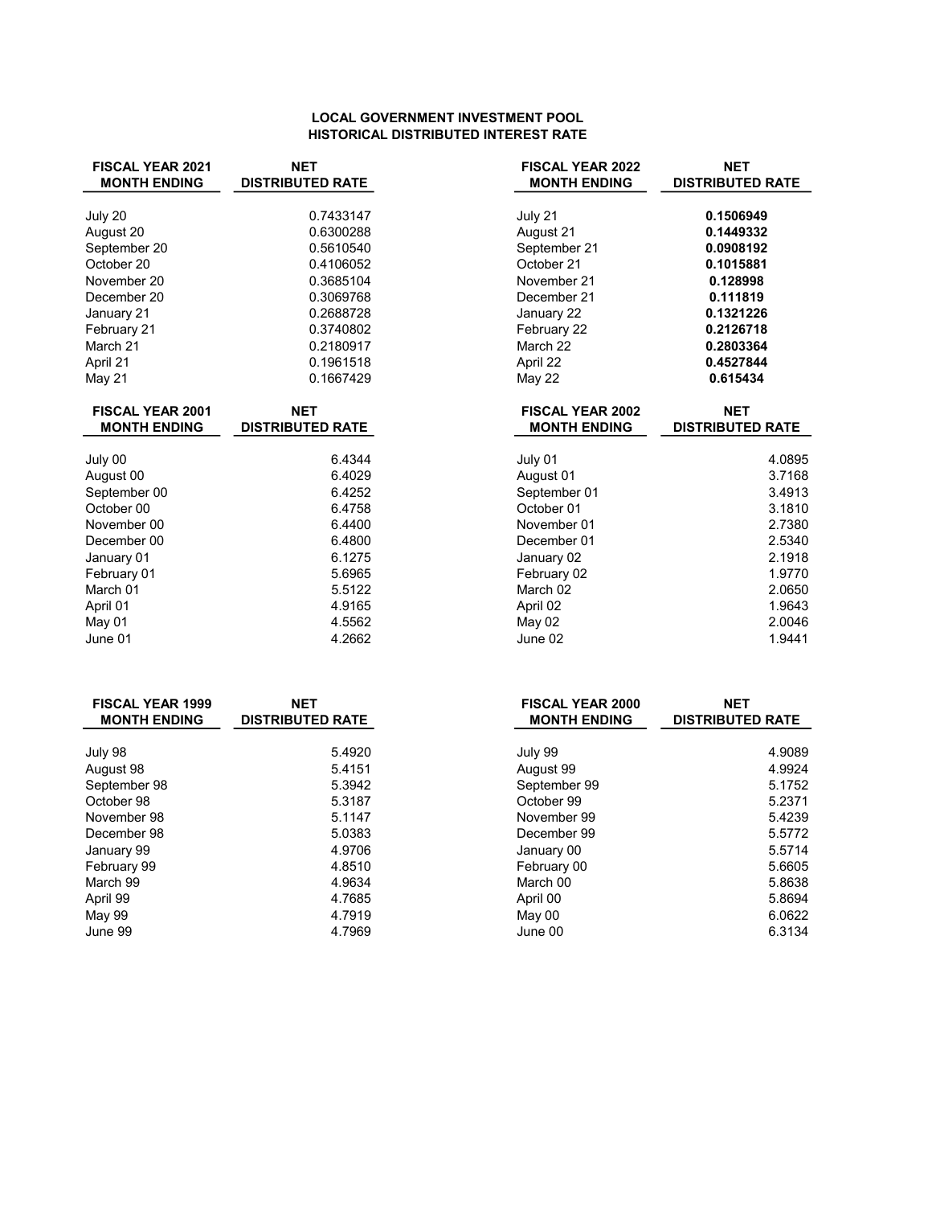**LOCAL GOVERNMENT INVESTMENT POOL**
**HISTORICAL DISTRIBUTED INTEREST RATE**

| FISCAL YEAR 2021 MONTH ENDING | NET DISTRIBUTED RATE |
|---|---|
| July 20 | 0.7433147 |
| August 20 | 0.6300288 |
| September 20 | 0.5610540 |
| October 20 | 0.4106052 |
| November 20 | 0.3685104 |
| December 20 | 0.3069768 |
| January 21 | 0.2688728 |
| February 21 | 0.3740802 |
| March 21 | 0.2180917 |
| April 21 | 0.1961518 |
| May 21 | 0.1667429 |

| FISCAL YEAR 2022 MONTH ENDING | NET DISTRIBUTED RATE |
|---|---|
| July 21 | **0.1506949** |
| August 21 | **0.1449332** |
| September 21 | **0.0908192** |
| October 21 | **0.1015881** |
| November 21 | **0.128998** |
| December 21 | **0.111819** |
| January 22 | **0.1321226** |
| February 22 | **0.2126718** |
| March 22 | **0.2803364** |
| April 22 | **0.4527844** |
| May 22 | **0.615434** |

| FISCAL YEAR 2001 MONTH ENDING | NET DISTRIBUTED RATE |
|---|---|
| July 00 | 6.4344 |
| August 00 | 6.4029 |
| September 00 | 6.4252 |
| October 00 | 6.4758 |
| November 00 | 6.4400 |
| December 00 | 6.4800 |
| January 01 | 6.1275 |
| February 01 | 5.6965 |
| March 01 | 5.5122 |
| April 01 | 4.9165 |
| May 01 | 4.5562 |
| June 01 | 4.2662 |

| FISCAL YEAR 2002 MONTH ENDING | NET DISTRIBUTED RATE |
|---|---|
| July 01 | 4.0895 |
| August 01 | 3.7168 |
| September 01 | 3.4913 |
| October 01 | 3.1810 |
| November 01 | 2.7380 |
| December 01 | 2.5340 |
| January 02 | 2.1918 |
| February 02 | 1.9770 |
| March 02 | 2.0650 |
| April 02 | 1.9643 |
| May 02 | 2.0046 |
| June 02 | 1.9441 |

| FISCAL YEAR 1999 MONTH ENDING | NET DISTRIBUTED RATE |
|---|---|
| July 98 | 5.4920 |
| August 98 | 5.4151 |
| September 98 | 5.3942 |
| October 98 | 5.3187 |
| November 98 | 5.1147 |
| December 98 | 5.0383 |
| January 99 | 4.9706 |
| February 99 | 4.8510 |
| March 99 | 4.9634 |
| April 99 | 4.7685 |
| May 99 | 4.7919 |
| June 99 | 4.7969 |

| FISCAL YEAR 2000 MONTH ENDING | NET DISTRIBUTED RATE |
|---|---|
| July 99 | 4.9089 |
| August 99 | 4.9924 |
| September 99 | 5.1752 |
| October 99 | 5.2371 |
| November 99 | 5.4239 |
| December 99 | 5.5772 |
| January 00 | 5.5714 |
| February 00 | 5.6605 |
| March 00 | 5.8638 |
| April 00 | 5.8694 |
| May 00 | 6.0622 |
| June 00 | 6.3134 |